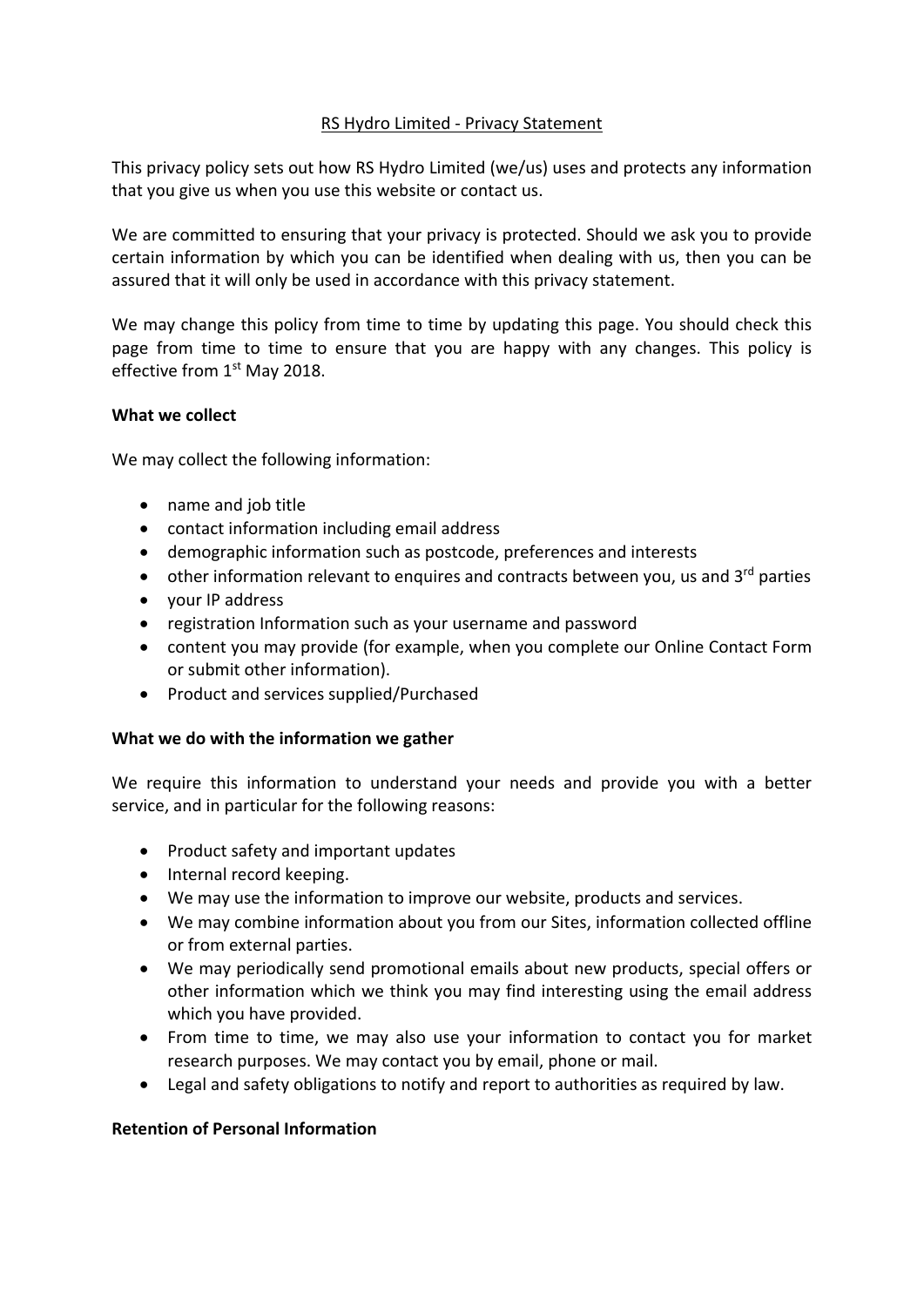# RS Hydro Limited - Privacy Statement

This privacy policy sets out how RS Hydro Limited (we/us) uses and protects any information that you give us when you use this website or contact us.

We are committed to ensuring that your privacy is protected. Should we ask you to provide certain information by which you can be identified when dealing with us, then you can be assured that it will only be used in accordance with this privacy statement.

We may change this policy from time to time by updating this page. You should check this page from time to time to ensure that you are happy with any changes. This policy is effective from 1st May 2018.

**What we collect**

We may collect the following information:

- name and job title
- contact information including email address
- demographic information such as postcode, preferences and interests
- other information relevant to enquires and contracts between you, us and 3rd parties
- your IP address
- registration Information such as your username and password
- content you may provide (for example, when you complete our Online Contact Form or submit other information).
- Product and services supplied/Purchased

**What we do with the information we gather**

We require this information to understand your needs and provide you with a better service, and in particular for the following reasons:

- Product safety and important updates
- Internal record keeping.
- We may use the information to improve our website, products and services.
- We may combine information about you from our Sites, information collected offline or from external parties.
- We may periodically send promotional emails about new products, special offers or other information which we think you may find interesting using the email address which you have provided.
- From time to time, we may also use your information to contact you for market research purposes. We may contact you by email, phone or mail.
- Legal and safety obligations to notify and report to authorities as required by law.

**Retention of Personal Information**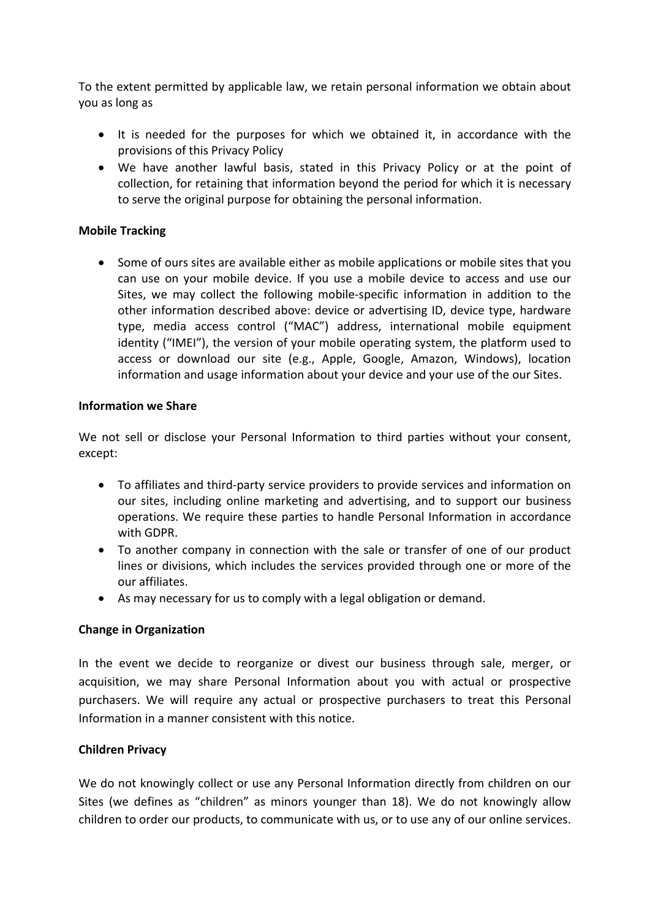To the extent permitted by applicable law, we retain personal information we obtain about you as long as

- It is needed for the purposes for which we obtained it, in accordance with the provisions of this Privacy Policy
- We have another lawful basis, stated in this Privacy Policy or at the point of collection, for retaining that information beyond the period for which it is necessary to serve the original purpose for obtaining the personal information.

**Mobile Tracking**

- Some of ours sites are available either as mobile applications or mobile sites that you can use on your mobile device. If you use a mobile device to access and use our Sites, we may collect the following mobile-specific information in addition to the other information described above: device or advertising ID, device type, hardware type, media access control ("MAC") address, international mobile equipment identity ("IMEI"), the version of your mobile operating system, the platform used to access or download our site (e.g., Apple, Google, Amazon, Windows), location information and usage information about your device and your use of the our Sites.

**Information we Share**

We not sell or disclose your Personal Information to third parties without your consent, except:

- To affiliates and third-party service providers to provide services and information on our sites, including online marketing and advertising, and to support our business operations. We require these parties to handle Personal Information in accordance with GDPR.
- To another company in connection with the sale or transfer of one of our product lines or divisions, which includes the services provided through one or more of the our affiliates.
- As may necessary for us to comply with a legal obligation or demand.

**Change in Organization**

In the event we decide to reorganize or divest our business through sale, merger, or acquisition, we may share Personal Information about you with actual or prospective purchasers. We will require any actual or prospective purchasers to treat this Personal Information in a manner consistent with this notice.

**Children Privacy**

We do not knowingly collect or use any Personal Information directly from children on our Sites (we defines as "children" as minors younger than 18). We do not knowingly allow children to order our products, to communicate with us, or to use any of our online services.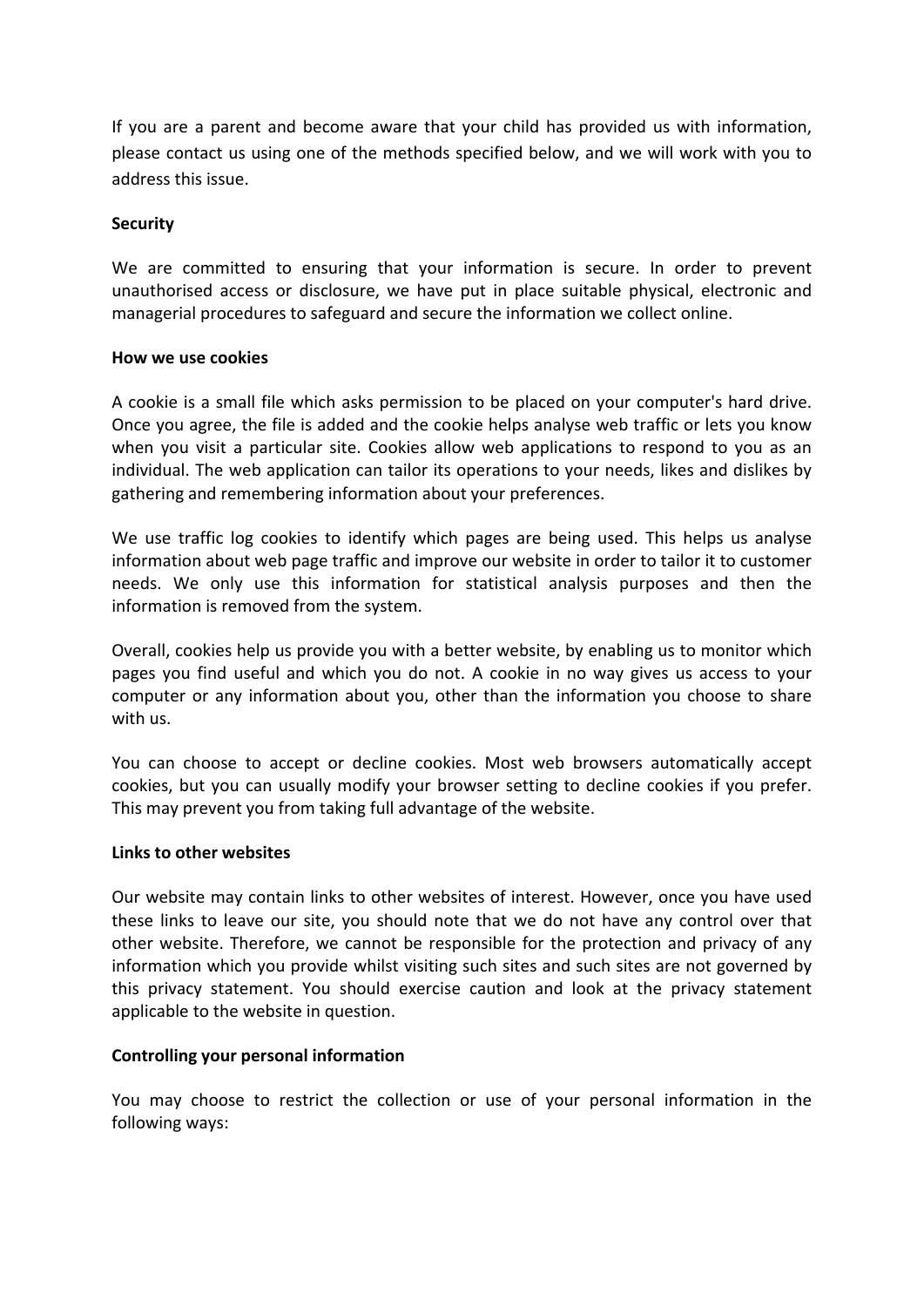If you are a parent and become aware that your child has provided us with information, please contact us using one of the methods specified below, and we will work with you to address this issue.

**Security**

We are committed to ensuring that your information is secure. In order to prevent unauthorised access or disclosure, we have put in place suitable physical, electronic and managerial procedures to safeguard and secure the information we collect online.

**How we use cookies**

A cookie is a small file which asks permission to be placed on your computer's hard drive. Once you agree, the file is added and the cookie helps analyse web traffic or lets you know when you visit a particular site. Cookies allow web applications to respond to you as an individual. The web application can tailor its operations to your needs, likes and dislikes by gathering and remembering information about your preferences.

We use traffic log cookies to identify which pages are being used. This helps us analyse information about web page traffic and improve our website in order to tailor it to customer needs. We only use this information for statistical analysis purposes and then the information is removed from the system.

Overall, cookies help us provide you with a better website, by enabling us to monitor which pages you find useful and which you do not. A cookie in no way gives us access to your computer or any information about you, other than the information you choose to share with us.

You can choose to accept or decline cookies. Most web browsers automatically accept cookies, but you can usually modify your browser setting to decline cookies if you prefer. This may prevent you from taking full advantage of the website.

**Links to other websites**

Our website may contain links to other websites of interest. However, once you have used these links to leave our site, you should note that we do not have any control over that other website. Therefore, we cannot be responsible for the protection and privacy of any information which you provide whilst visiting such sites and such sites are not governed by this privacy statement. You should exercise caution and look at the privacy statement applicable to the website in question.

**Controlling your personal information**

You may choose to restrict the collection or use of your personal information in the following ways: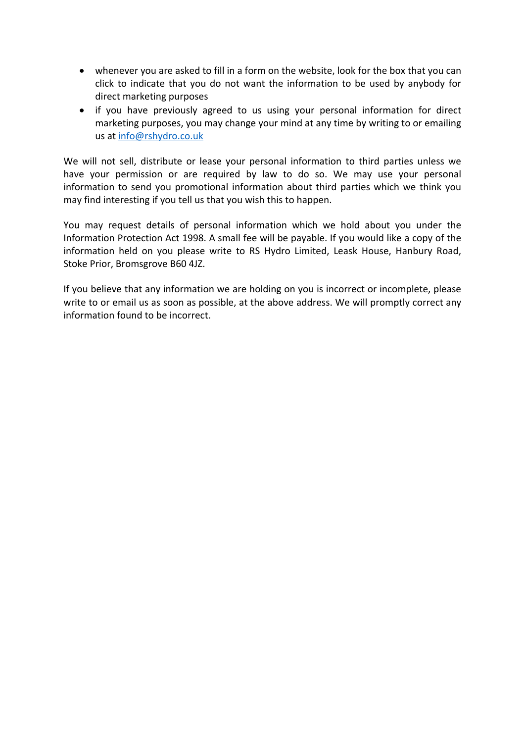- whenever you are asked to fill in a form on the website, look for the box that you can click to indicate that you do not want the information to be used by anybody for direct marketing purposes
- if you have previously agreed to us using your personal information for direct marketing purposes, you may change your mind at any time by writing to or emailing us at info@rshydro.co.uk

We will not sell, distribute or lease your personal information to third parties unless we have your permission or are required by law to do so. We may use your personal information to send you promotional information about third parties which we think you may find interesting if you tell us that you wish this to happen.

You may request details of personal information which we hold about you under the Information Protection Act 1998. A small fee will be payable. If you would like a copy of the information held on you please write to RS Hydro Limited, Leask House, Hanbury Road, Stoke Prior, Bromsgrove B60 4JZ.

If you believe that any information we are holding on you is incorrect or incomplete, please write to or email us as soon as possible, at the above address. We will promptly correct any information found to be incorrect.